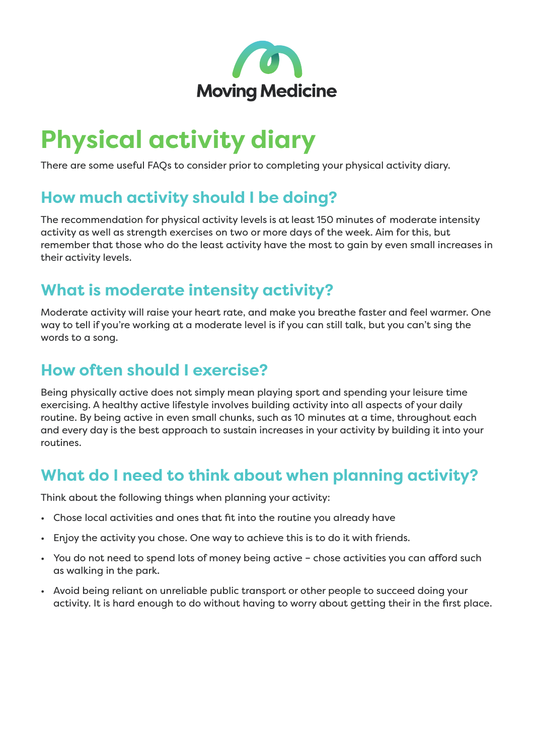Moving Medicine

# Physical activity diary

There are some useful FAQs to consider prior to completing your physical activity diary.

## How much activity should I be doing?

The recommendation for physical activity levels is at least 150 minutes of moderate intensity activity as well as strength exercises on two or more days of the week. Aim for this, but remember that those who do the least activity have the most to gain by even small increases in their activity levels.

## What is moderate intensity activity?

Moderate activity will raise your heart rate, and make you breathe faster and feel warmer. One way to tell if you're working at a moderate level is if you can still talk, but you can't sing the words to a song.

## How often should I exercise?

Being physically active does not simply mean playing sport and spending your leisure time exercising. A healthy active lifestyle involves building activity into all aspects of your daily routine. By being active in even small chunks, such as 10 minutes at a time, throughout each and every day is the best approach to sustain increases in your activity by building it into your routines.

## What do I need to think about when planning activity?

Think about the following things when planning your activity:

- Chose local activities and ones that fit into the routine you already have
- Enjoy the activity you chose. One way to achieve this is to do it with friends.
- You do not need to spend lots of money being active – chose activities you can afford such as walking in the park.
- Avoid being reliant on unreliable public transport or other people to succeed doing your activity. It is hard enough to do without having to worry about getting their in the first place.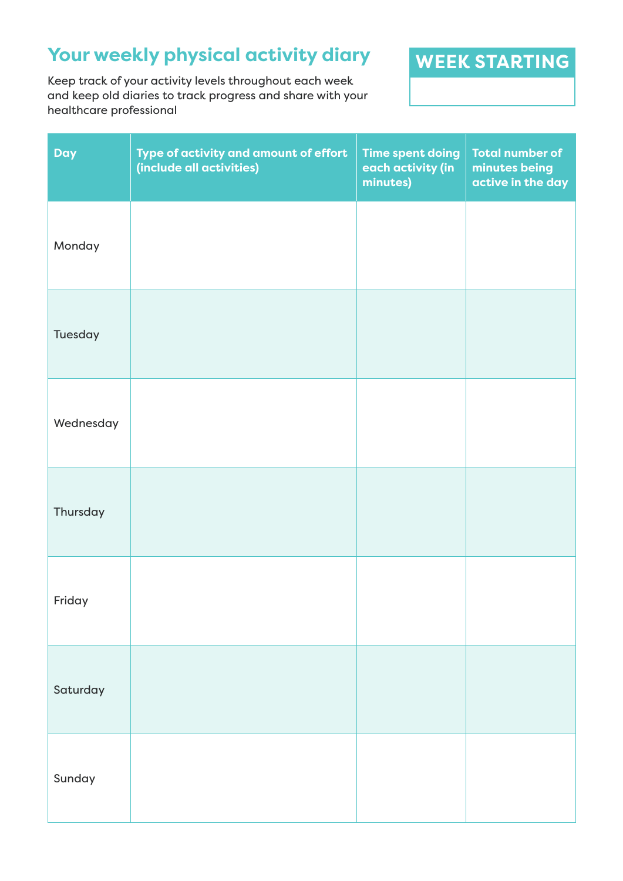# Your weekly physical activity diary

Keep track of your activity levels throughout each week and keep old diaries to track progress and share with your healthcare professional

**WEEK STARTING**

| Day | Type of activity and amount of effort (include all activities) | Time spent doing each activity (in minutes) | Total number of minutes being active in the day |
|---|---|---|---|
| Monday | | | |
| Tuesday | | | |
| Wednesday | | | |
| Thursday | | | |
| Friday | | | |
| Saturday | | | |
| Sunday | | | |